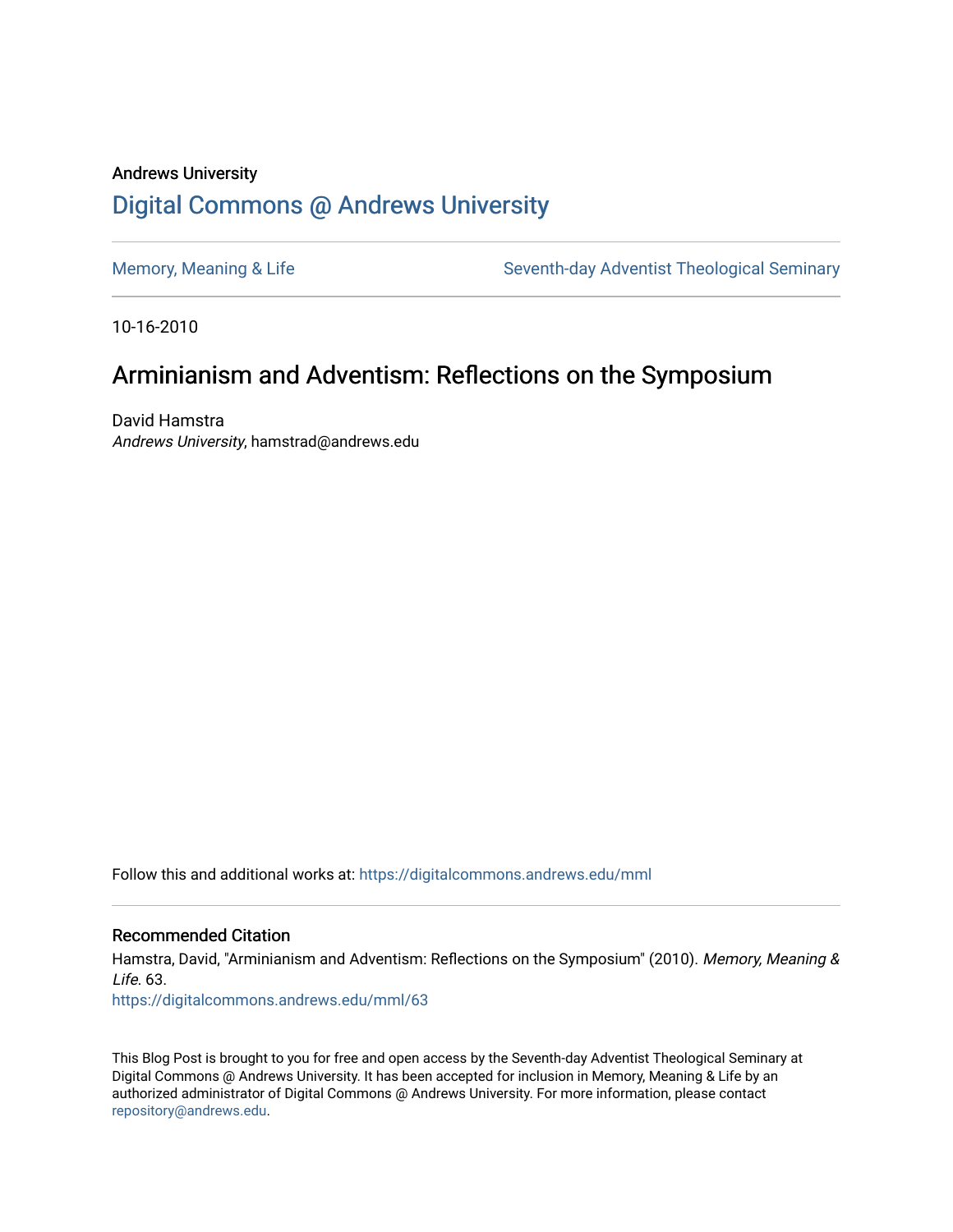Andrews University

# Digital Commons @ Andrews University

Memory, Meaning & Life

Seventh-day Adventist Theological Seminary

10-16-2010

## Arminianism and Adventism: Reflections on the Symposium

David Hamstra
*Andrews University*, hamstrad@andrews.edu

Follow this and additional works at: https://digitalcommons.andrews.edu/mml

### Recommended Citation

Hamstra, David, "Arminianism and Adventism: Reflections on the Symposium" (2010). *Memory, Meaning & Life*. 63.
https://digitalcommons.andrews.edu/mml/63

This Blog Post is brought to you for free and open access by the Seventh-day Adventist Theological Seminary at Digital Commons @ Andrews University. It has been accepted for inclusion in Memory, Meaning & Life by an authorized administrator of Digital Commons @ Andrews University. For more information, please contact repository@andrews.edu.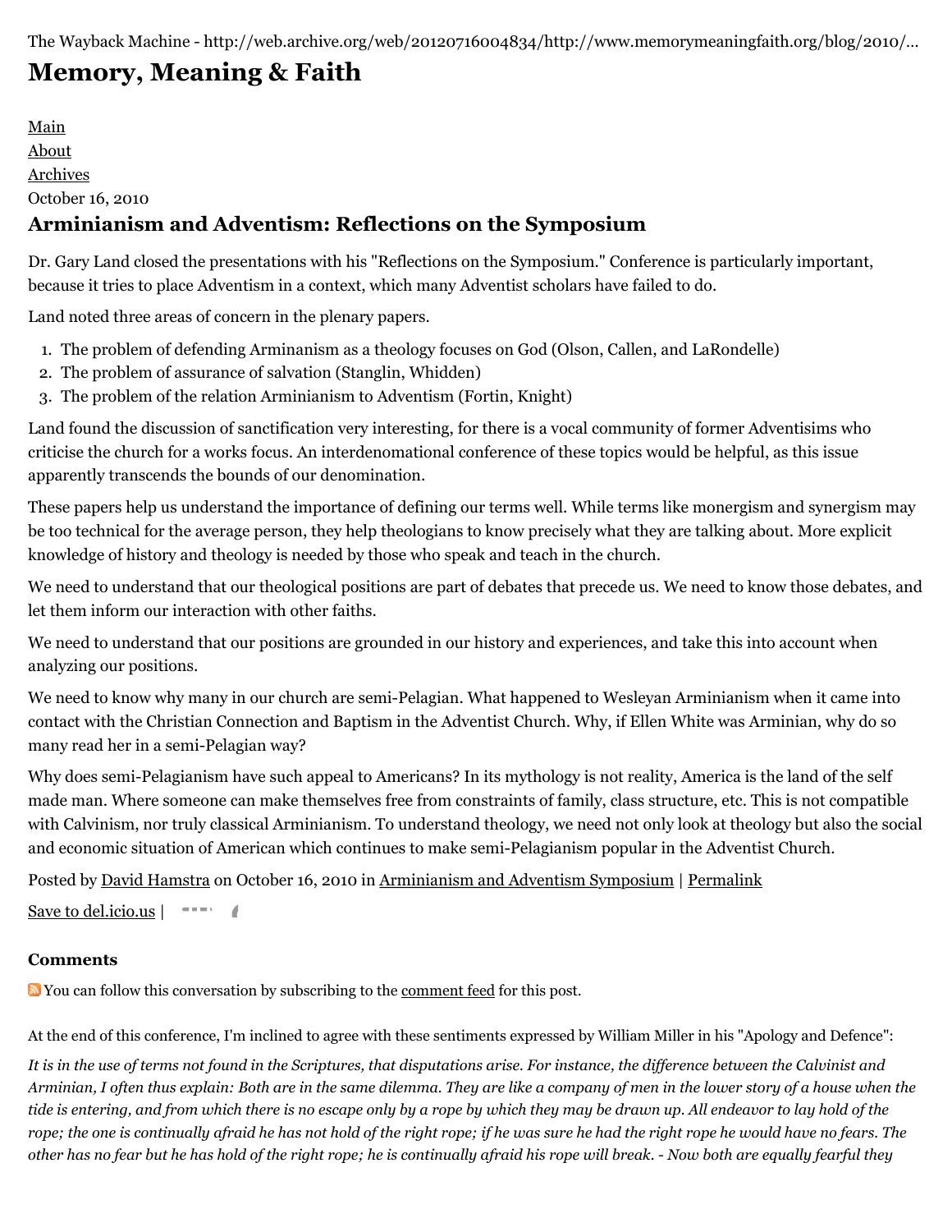The Wayback Machine - http://web.archive.org/web/20120716004834/http://www.memorymeaningfaith.org/blog/2010/...

# Memory, Meaning & Faith

Main
About
Archives

October 16, 2010

## Arminianism and Adventism: Reflections on the Symposium

Dr. Gary Land closed the presentations with his "Reflections on the Symposium." Conference is particularly important, because it tries to place Adventism in a context, which many Adventist scholars have failed to do.

Land noted three areas of concern in the plenary papers.

1. The problem of defending Arminianism as a theology focuses on God (Olson, Callen, and LaRondelle)
2. The problem of assurance of salvation (Stanglin, Whidden)
3. The problem of the relation Arminianism to Adventism (Fortin, Knight)

Land found the discussion of sanctification very interesting, for there is a vocal community of former Adventisims who criticise the church for a works focus. An interdenominational conference of these topics would be helpful, as this issue apparently transcends the bounds of our denomination.

These papers help us understand the importance of defining our terms well. While terms like monergism and synergism may be too technical for the average person, they help theologians to know precisely what they are talking about. More explicit knowledge of history and theology is needed by those who speak and teach in the church.

We need to understand that our theological positions are part of debates that precede us. We need to know those debates, and let them inform our interaction with other faiths.

We need to understand that our positions are grounded in our history and experiences, and take this into account when analyzing our positions.

We need to know why many in our church are semi-Pelagian. What happened to Wesleyan Arminianism when it came into contact with the Christian Connection and Baptism in the Adventist Church. Why, if Ellen White was Arminian, why do so many read her in a semi-Pelagian way?

Why does semi-Pelagianism have such appeal to Americans? In its mythology is not reality, America is the land of the self made man. Where someone can make themselves free from constraints of family, class structure, etc. This is not compatible with Calvinism, nor truly classical Arminianism. To understand theology, we need not only look at theology but also the social and economic situation of American which continues to make semi-Pelagianism popular in the Adventist Church.

Posted by David Hamstra on October 16, 2010 in Arminianism and Adventism Symposium | Permalink

Save to del.icio.us |

### Comments

You can follow this conversation by subscribing to the comment feed for this post.

At the end of this conference, I'm inclined to agree with these sentiments expressed by William Miller in his "Apology and Defence":

*It is in the use of terms not found in the Scriptures, that disputations arise. For instance, the difference between the Calvinist and Arminian, I often thus explain: Both are in the same dilemma. They are like a company of men in the lower story of a house when the tide is entering, and from which there is no escape only by a rope by which they may be drawn up. All endeavor to lay hold of the rope; the one is continually afraid he has not hold of the right rope; if he was sure he had the right rope he would have no fears. The other has no fear but he has hold of the right rope; he is continually afraid his rope will break. - Now both are equally fearful they*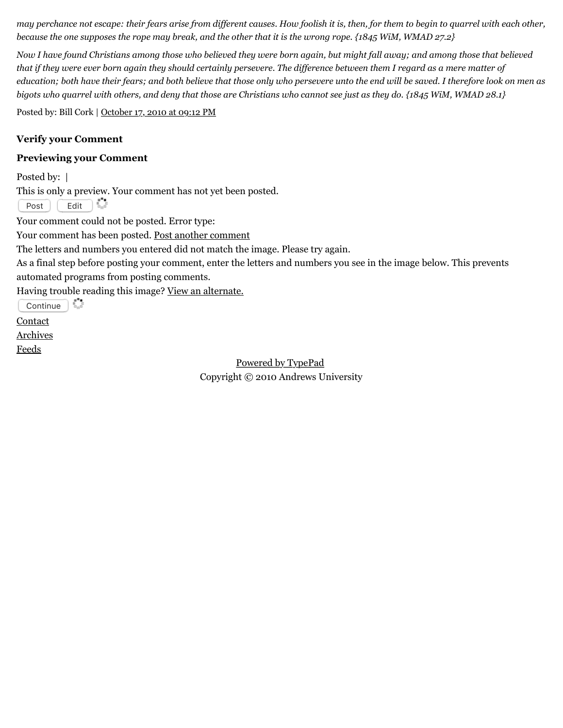*may perchance not escape: their fears arise from different causes. How foolish it is, then, for them to begin to quarrel with each other, because the one supposes the rope may break, and the other that it is the wrong rope. {1845 WiM, WMAD 27.2}*

*Now I have found Christians among those who believed they were born again, but might fall away; and among those that believed that if they were ever born again they should certainly persevere. The difference between them I regard as a mere matter of education; both have their fears; and both believe that those only who persevere unto the end will be saved. I therefore look on men as bigots who quarrel with others, and deny that those are Christians who cannot see just as they do. {1845 WiM, WMAD 28.1}*

Posted by: Bill Cork | October 17, 2010 at 09:12 PM

**Verify your Comment**

**Previewing your Comment**

Posted by: |

This is only a preview. Your comment has not yet been posted.

Post Edit

Your comment could not be posted. Error type:

Your comment has been posted. Post another comment

The letters and numbers you entered did not match the image. Please try again.

As a final step before posting your comment, enter the letters and numbers you see in the image below. This prevents automated programs from posting comments.

Having trouble reading this image? View an alternate.

Continue

Contact

Archives

Feeds

Powered by TypePad

Copyright © 2010 Andrews University